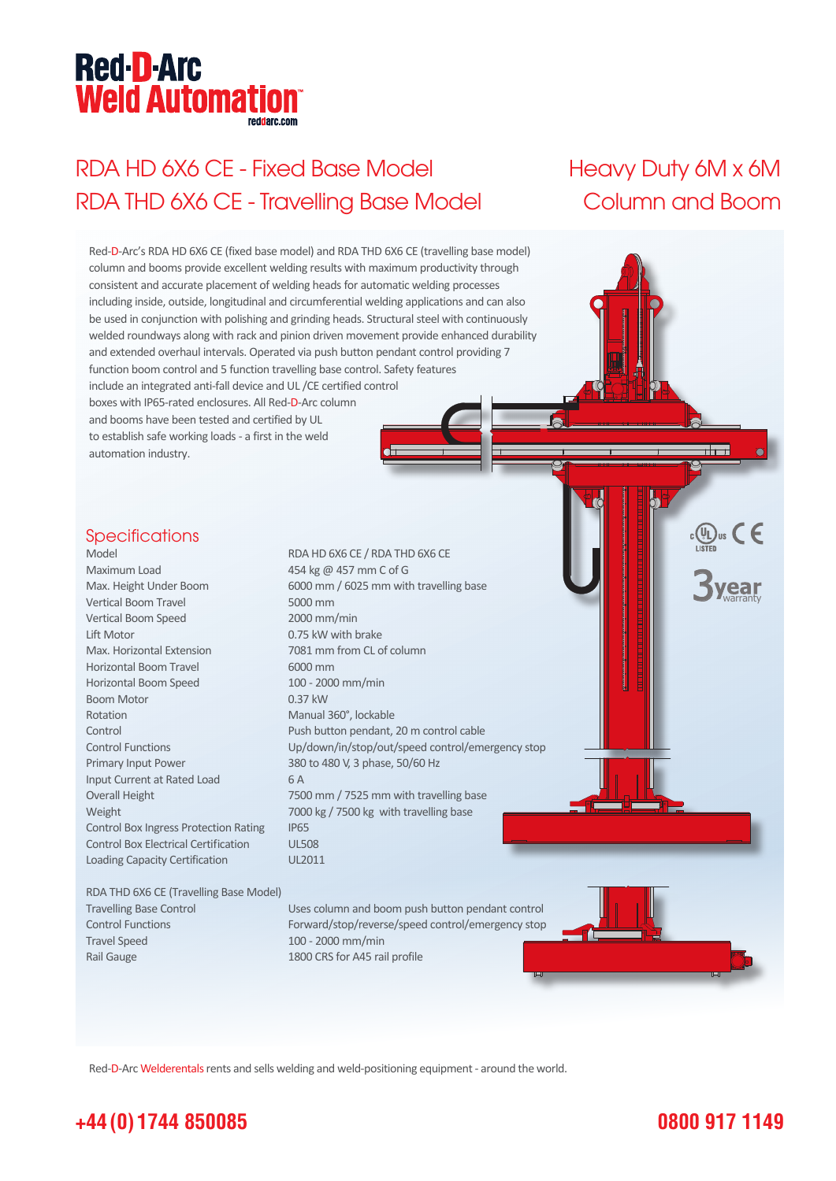# Red-D-Arc Weld Automation

reddarc.com

## RDA HD 6X6 CE - Fixed Base Model
## RDA THD 6X6 CE - Travelling Base Model

## Heavy Duty 6M x 6M Column and Boom

Red-D-Arc's RDA HD 6X6 CE (fixed base model) and RDA THD 6X6 CE (travelling base model) column and booms provide excellent welding results with maximum productivity through consistent and accurate placement of welding heads for automatic welding processes including inside, outside, longitudinal and circumferential welding applications and can also be used in conjunction with polishing and grinding heads. Structural steel with continuously welded roundways along with rack and pinion driven movement provide enhanced durability and extended overhaul intervals. Operated via push button pendant control providing 7 function boom control and 5 function travelling base control. Safety features include an integrated anti-fall device and UL /CE certified control boxes with IP65-rated enclosures. All Red-D-Arc column and booms have been tested and certified by UL to establish safe working loads - a first in the weld automation industry.

c UL us LISTED CE

3 year warranty

### Specifications

| Model | RDA HD 6X6 CE / RDA THD 6X6 CE |
|---|---|
| Maximum Load | 454 kg @ 457 mm C of G |
| Max. Height Under Boom | 6000 mm / 6025 mm with travelling base |
| Vertical Boom Travel | 5000 mm |
| Vertical Boom Speed | 2000 mm/min |
| Lift Motor | 0.75 kW with brake |
| Max. Horizontal Extension | 7081 mm from CL of column |
| Horizontal Boom Travel | 6000 mm |
| Horizontal Boom Speed | 100 - 2000 mm/min |
| Boom Motor | 0.37 kW |
| Rotation | Manual 360°, lockable |
| Control | Push button pendant, 20 m control cable |
| Control Functions | Up/down/in/stop/out/speed control/emergency stop |
| Primary Input Power | 380 to 480 V, 3 phase, 50/60 Hz |
| Input Current at Rated Load | 6 A |
| Overall Height | 7500 mm / 7525 mm with travelling base |
| Weight | 7000 kg / 7500 kg with travelling base |
| Control Box Ingress Protection Rating | IP65 |
| Control Box Electrical Certification | UL508 |
| Loading Capacity Certification | UL2011 |

RDA THD 6X6 CE (Travelling Base Model)

| Travelling Base Control | Uses column and boom push button pendant control |
|---|---|
| Control Functions | Forward/stop/reverse/speed control/emergency stop |
| Travel Speed | 100 - 2000 mm/min |
| Rail Gauge | 1800 CRS for A45 rail profile |

Red-D-Arc Welderentals rents and sells welding and weld-positioning equipment - around the world.

**+44 (0) 1744 850085** **0800 917 1149**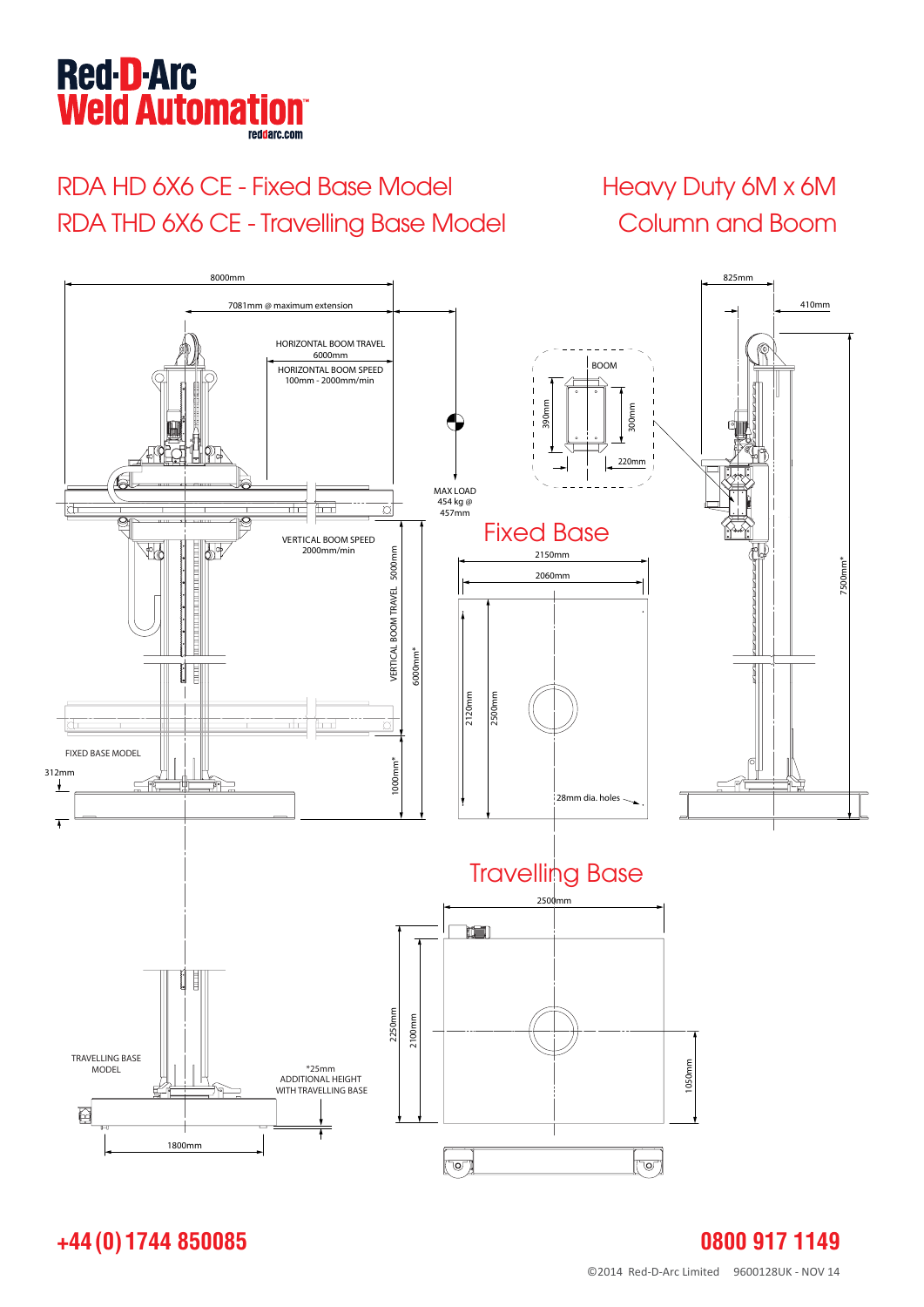Red·D·Arc
Weld Automation™
reddarc.com

# RDA HD 6X6 CE - Fixed Base Model
# RDA THD 6X6 CE - Travelling Base Model

# Heavy Duty 6M x 6M Column and Boom

8000mm

7081mm @ maximum extension

HORIZONTAL BOOM TRAVEL
6000mm

HORIZONTAL BOOM SPEED
100mm - 2000mm/min

MAX LOAD
454 kg @
457mm

VERTICAL BOOM SPEED
2000mm/min

VERTICAL BOOM TRAVEL 5000mm

6000mm*

1000mm*

FIXED BASE MODEL

312mm

825mm

410mm

BOOM

390mm

300mm

220mm

7500mm*

## Fixed Base

2150mm

2060mm

2120mm

2500mm

28mm dia. holes

## Travelling Base

2500mm

2250mm

2100mm

1050mm

TRAVELLING BASE
MODEL

*25mm
ADDITIONAL HEIGHT
WITH TRAVELLING BASE

1800mm

**+44 (0) 1744 850085**

**0800 917 1149**

©2014 Red-D-Arc Limited 9600128UK - NOV 14